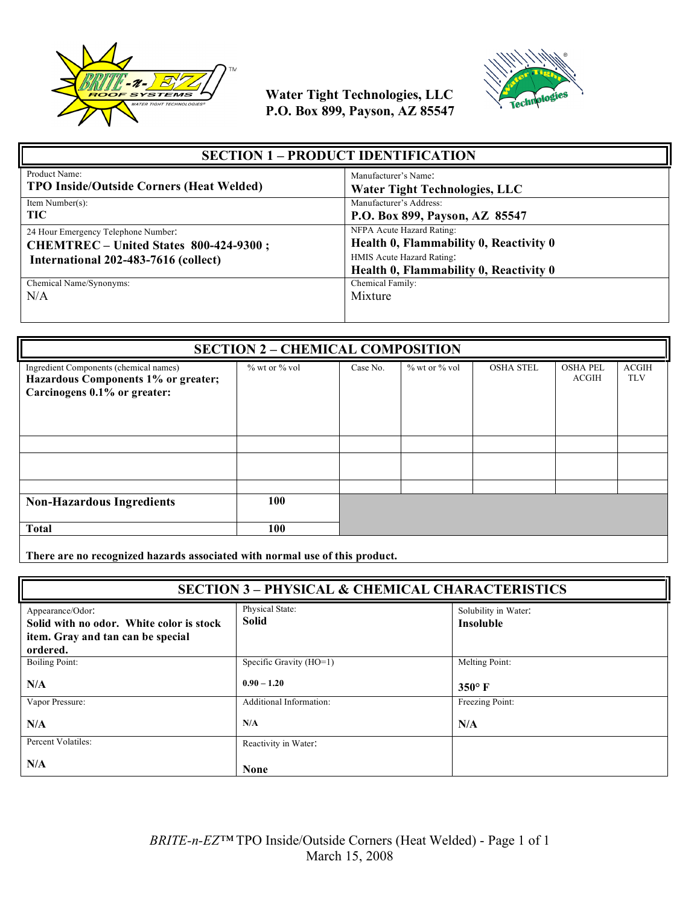Water Tight Technologies, LLC
P.O. Box 899, Payson, AZ 85547

## SECTION 1 – PRODUCT IDENTIFICATION

| | |
|---|---|
| Product Name: **TPO Inside/Outside Corners (Heat Welded)** | Manufacturer's Name: **Water Tight Technologies, LLC** |
| Item Number(s): **TIC** | Manufacturer's Address: **P.O. Box 899, Payson, AZ 85547** |
| 24 Hour Emergency Telephone Number: **CHEMTREC – United States 800-424-9300 ; International 202-483-7616 (collect)** | NFPA Acute Hazard Rating: **Health 0, Flammability 0, Reactivity 0**<br>HMIS Acute Hazard Rating: **Health 0, Flammability 0, Reactivity 0** |
| Chemical Name/Synonyms: N/A | Chemical Family: Mixture |

## SECTION 2 – CHEMICAL COMPOSITION

| Ingredient Components (chemical names) **Hazardous Components 1% or greater; Carcinogens 0.1% or greater:** | % wt or % vol | Case No. | % wt or % vol | OSHA STEL | OSHA PEL ACGIH | ACGIH TLV |
|---|---|---|---|---|---|---|
| | | | | | | |
| | | | | | | |
| | | | | | | |
| **Non-Hazardous Ingredients** | **100** | | | | | |
| **Total** | **100** | | | | | |

**There are no recognized hazards associated with normal use of this product.**

## SECTION 3 – PHYSICAL & CHEMICAL CHARACTERISTICS

| | | |
|---|---|---|
| Appearance/Odor: **Solid with no odor. White color is stock item. Gray and tan can be special ordered.** | Physical State: **Solid** | Solubility in Water: **Insoluble** |
| Boiling Point: **N/A** | Specific Gravity (HO=1) **0.90 – 1.20** | Melting Point: **350° F** |
| Vapor Pressure: **N/A** | Additional Information: **N/A** | Freezing Point: **N/A** |
| Percent Volatiles: **N/A** | Reactivity in Water: **None** | |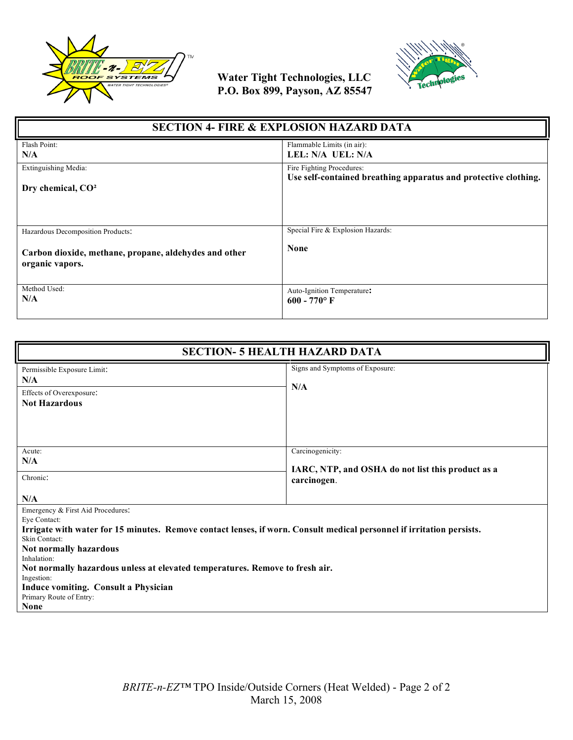Water Tight Technologies, LLC
P.O. Box 899, Payson, AZ 85547

## SECTION 4- FIRE & EXPLOSION HAZARD DATA

| Field | Value | Field | Value |
|---|---|---|---|
| Flash Point: | **N/A** | Flammable Limits (in air): | **LEL: N/A UEL: N/A** |
| Extinguishing Media: | **Dry chemical, CO²** | Fire Fighting Procedures: | **Use self-contained breathing apparatus and protective clothing.** |
| Hazardous Decomposition Products: | **Carbon dioxide, methane, propane, aldehydes and other organic vapors.** | Special Fire & Explosion Hazards: | **None** |
| Method Used: | **N/A** | Auto-Ignition Temperature: | **600 - 770° F** |

## SECTION- 5 HEALTH HAZARD DATA

| Field | Value | Field | Value |
|---|---|---|---|
| Permissible Exposure Limit: | **N/A** | Signs and Symptoms of Exposure: | **N/A** |
| Effects of Overexposure: | **Not Hazardous** | | |
| Acute: | **N/A** | Carcinogenicity: | **IARC, NTP, and OSHA do not list this product as a carcinogen.** |
| Chronic: | **N/A** | | |

Emergency & First Aid Procedures:

Eye Contact:
**Irrigate with water for 15 minutes. Remove contact lenses, if worn. Consult medical personnel if irritation persists.**

Skin Contact:
**Not normally hazardous**

Inhalation:
**Not normally hazardous unless at elevated temperatures. Remove to fresh air.**

Ingestion:
**Induce vomiting. Consult a Physician**

Primary Route of Entry:
**None**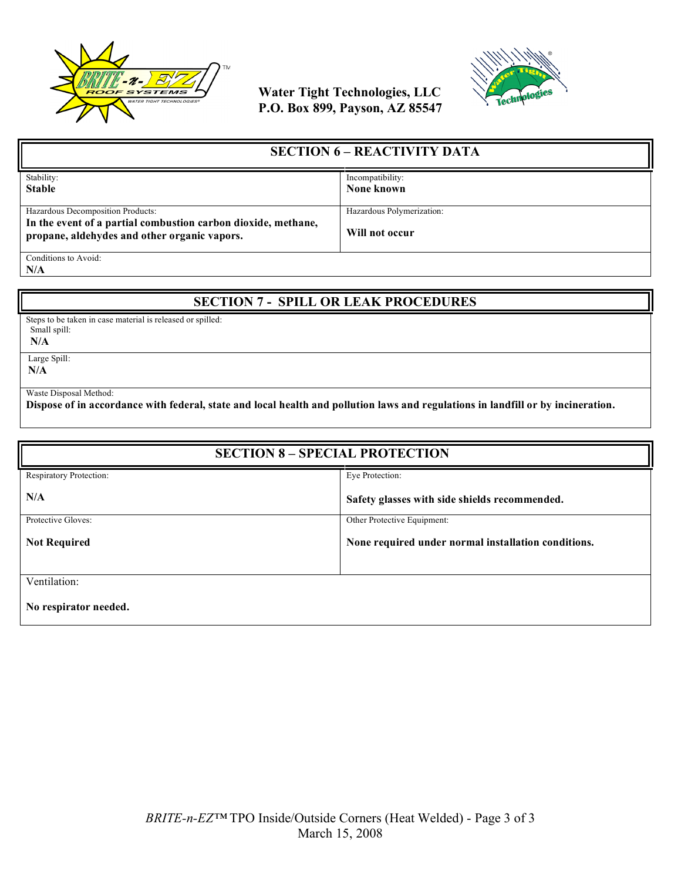**Water Tight Technologies, LLC**
**P.O. Box 899, Payson, AZ 85547**

## SECTION 6 – REACTIVITY DATA

| Stability: | Incompatibility: |
|---|---|
| **Stable** | **None known** |
| Hazardous Decomposition Products: **In the event of a partial combustion carbon dioxide, methane, propane, aldehydes and other organic vapors.** | Hazardous Polymerization: **Will not occur** |

Conditions to Avoid:
**N/A**

## SECTION 7 - SPILL OR LEAK PROCEDURES

Steps to be taken in case material is released or spilled:

Small spill:
**N/A**

Large Spill:
**N/A**

Waste Disposal Method:
**Dispose of in accordance with federal, state and local health and pollution laws and regulations in landfill or by incineration.**

## SECTION 8 – SPECIAL PROTECTION

| Respiratory Protection: | Eye Protection: |
|---|---|
| **N/A** | **Safety glasses with side shields recommended.** |
| Protective Gloves: **Not Required** | Other Protective Equipment: **None required under normal installation conditions.** |

Ventilation:

**No respirator needed.**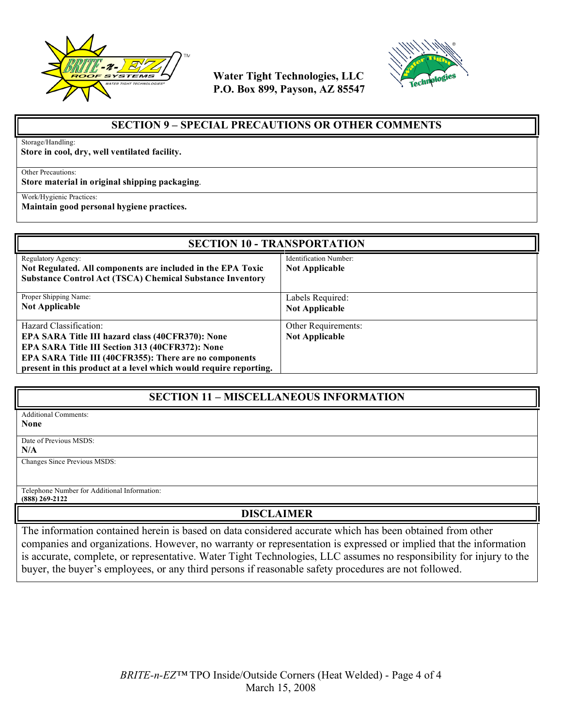Water Tight Technologies, LLC
P.O. Box 899, Payson, AZ 85547

## SECTION 9 – SPECIAL PRECAUTIONS OR OTHER COMMENTS

Storage/Handling:
**Store in cool, dry, well ventilated facility.**

Other Precautions:
**Store material in original shipping packaging**.

Work/Hygienic Practices:
**Maintain good personal hygiene practices.**

## SECTION 10 - TRANSPORTATION

| | |
|---|---|
| Regulatory Agency:<br>**Not Regulated. All components are included in the EPA Toxic Substance Control Act (TSCA) Chemical Substance Inventory** | Identification Number:<br>**Not Applicable** |
| Proper Shipping Name:<br>**Not Applicable** | Labels Required:<br>**Not Applicable** |
| Hazard Classification:<br>**EPA SARA Title III hazard class (40CFR370): None**<br>**EPA SARA Title III Section 313 (40CFR372): None**<br>**EPA SARA Title III (40CFR355): There are no components present in this product at a level which would require reporting.** | Other Requirements:<br>**Not Applicable** |

## SECTION 11 – MISCELLANEOUS INFORMATION

Additional Comments:
**None**

Date of Previous MSDS:
**N/A**

Changes Since Previous MSDS:

Telephone Number for Additional Information:
**(888) 269-2122**

## DISCLAIMER

The information contained herein is based on data considered accurate which has been obtained from other companies and organizations. However, no warranty or representation is expressed or implied that the information is accurate, complete, or representative. Water Tight Technologies, LLC assumes no responsibility for injury to the buyer, the buyer's employees, or any third persons if reasonable safety procedures are not followed.